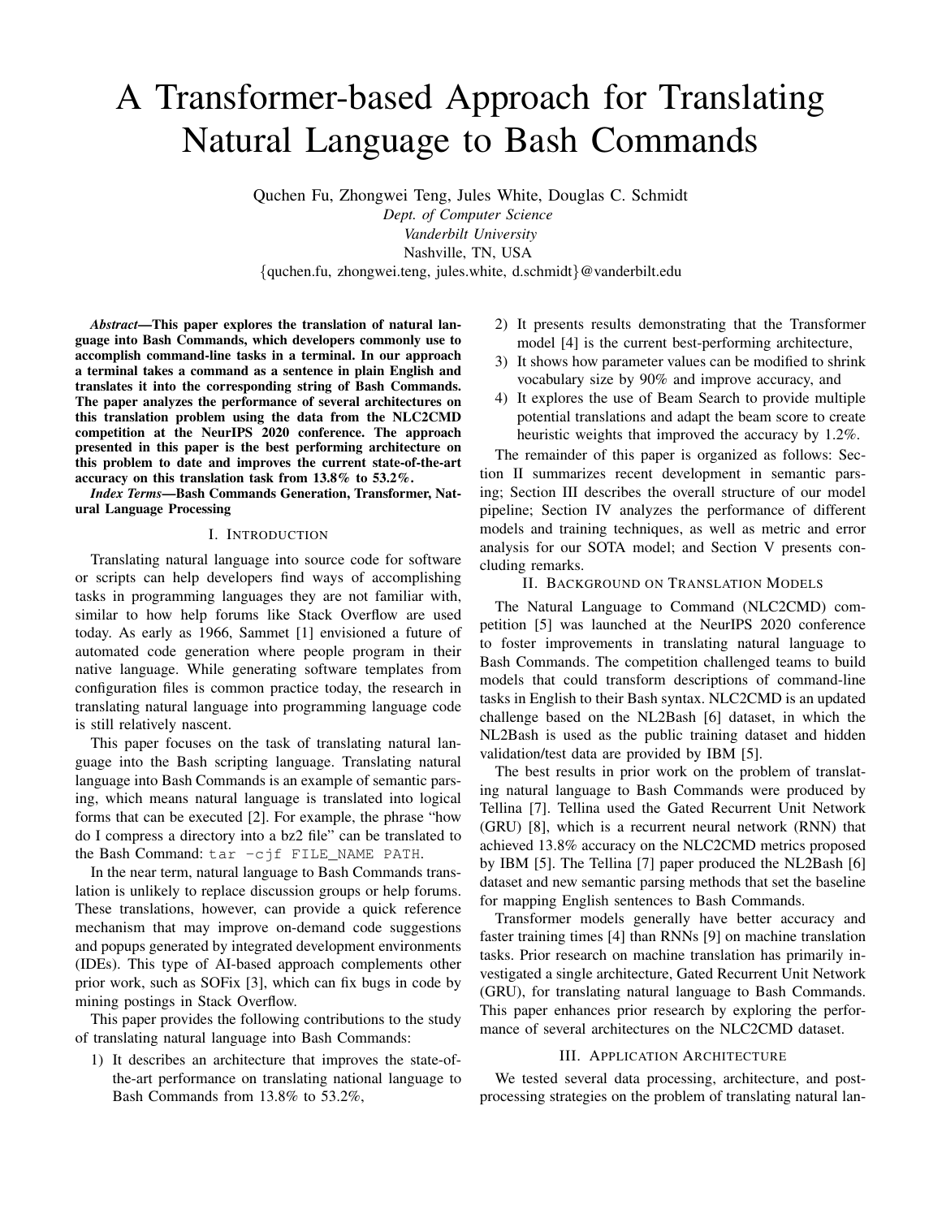# A Transformer-based Approach for Translating Natural Language to Bash Commands

Quchen Fu, Zhongwei Teng, Jules White, Douglas C. Schmidt
*Dept. of Computer Science*
*Vanderbilt University*
Nashville, TN, USA
{quchen.fu, zhongwei.teng, jules.white, d.schmidt}@vanderbilt.edu

***Abstract*—This paper explores the translation of natural language into Bash Commands, which developers commonly use to accomplish command-line tasks in a terminal. In our approach a terminal takes a command as a sentence in plain English and translates it into the corresponding string of Bash Commands. The paper analyzes the performance of several architectures on this translation problem using the data from the NLC2CMD competition at the NeurIPS 2020 conference. The approach presented in this paper is the best performing architecture on this problem to date and improves the current state-of-the-art accuracy on this translation task from 13.8% to 53.2%.**

***Index Terms*—Bash Commands Generation, Transformer, Natural Language Processing**

## I. Introduction

Translating natural language into source code for software or scripts can help developers find ways of accomplishing tasks in programming languages they are not familiar with, similar to how help forums like Stack Overflow are used today. As early as 1966, Sammet [1] envisioned a future of automated code generation where people program in their native language. While generating software templates from configuration files is common practice today, the research in translating natural language into programming language code is still relatively nascent.

This paper focuses on the task of translating natural language into the Bash scripting language. Translating natural language into Bash Commands is an example of semantic parsing, which means natural language is translated into logical forms that can be executed [2]. For example, the phrase "how do I compress a directory into a bz2 file" can be translated to the Bash Command: `tar -cjf FILE_NAME PATH`.

In the near term, natural language to Bash Commands translation is unlikely to replace discussion groups or help forums. These translations, however, can provide a quick reference mechanism that may improve on-demand code suggestions and popups generated by integrated development environments (IDEs). This type of AI-based approach complements other prior work, such as SOFix [3], which can fix bugs in code by mining postings in Stack Overflow.

This paper provides the following contributions to the study of translating natural language into Bash Commands:

1) It describes an architecture that improves the state-of-the-art performance on translating national language to Bash Commands from 13.8% to 53.2%,
2) It presents results demonstrating that the Transformer model [4] is the current best-performing architecture,
3) It shows how parameter values can be modified to shrink vocabulary size by 90% and improve accuracy, and
4) It explores the use of Beam Search to provide multiple potential translations and adapt the beam score to create heuristic weights that improved the accuracy by 1.2%.

The remainder of this paper is organized as follows: Section II summarizes recent development in semantic parsing; Section III describes the overall structure of our model pipeline; Section IV analyzes the performance of different models and training techniques, as well as metric and error analysis for our SOTA model; and Section V presents concluding remarks.

## II. Background on Translation Models

The Natural Language to Command (NLC2CMD) competition [5] was launched at the NeurIPS 2020 conference to foster improvements in translating natural language to Bash Commands. The competition challenged teams to build models that could transform descriptions of command-line tasks in English to their Bash syntax. NLC2CMD is an updated challenge based on the NL2Bash [6] dataset, in which the NL2Bash is used as the public training dataset and hidden validation/test data are provided by IBM [5].

The best results in prior work on the problem of translating natural language to Bash Commands were produced by Tellina [7]. Tellina used the Gated Recurrent Unit Network (GRU) [8], which is a recurrent neural network (RNN) that achieved 13.8% accuracy on the NLC2CMD metrics proposed by IBM [5]. The Tellina [7] paper produced the NL2Bash [6] dataset and new semantic parsing methods that set the baseline for mapping English sentences to Bash Commands.

Transformer models generally have better accuracy and faster training times [4] than RNNs [9] on machine translation tasks. Prior research on machine translation has primarily investigated a single architecture, Gated Recurrent Unit Network (GRU), for translating natural language to Bash Commands. This paper enhances prior research by exploring the performance of several architectures on the NLC2CMD dataset.

## III. Application Architecture

We tested several data processing, architecture, and post-processing strategies on the problem of translating natural lan-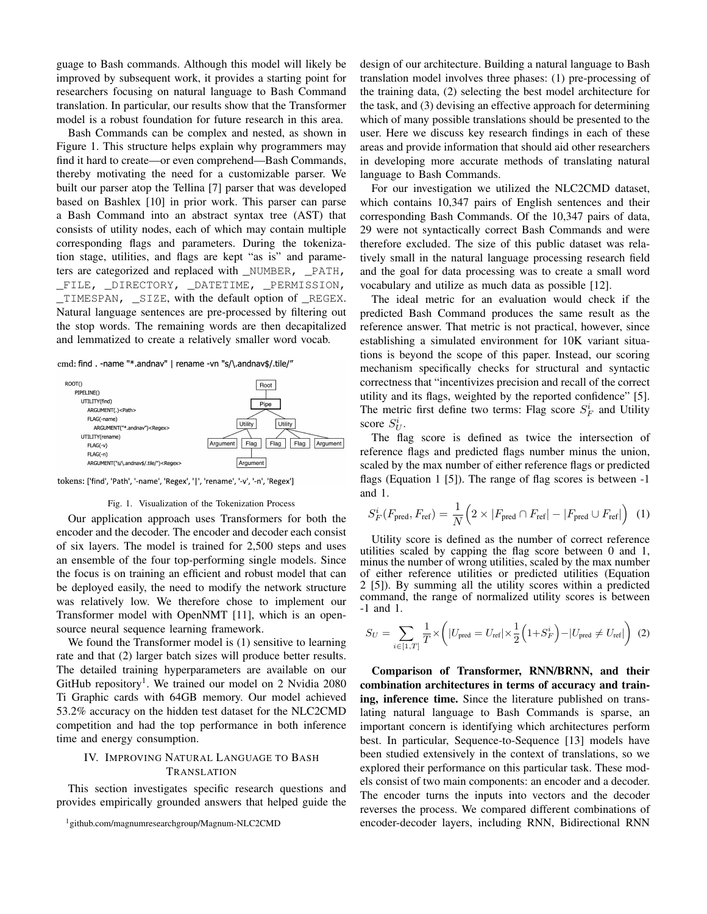guage to Bash commands. Although this model will likely be improved by subsequent work, it provides a starting point for researchers focusing on natural language to Bash Command translation. In particular, our results show that the Transformer model is a robust foundation for future research in this area.

Bash Commands can be complex and nested, as shown in Figure 1. This structure helps explain why programmers may find it hard to create—or even comprehend—Bash Commands, thereby motivating the need for a customizable parser. We built our parser atop the Tellina [7] parser that was developed based on Bashlex [10] in prior work. This parser can parse a Bash Command into an abstract syntax tree (AST) that consists of utility nodes, each of which may contain multiple corresponding flags and parameters. During the tokenization stage, utilities, and flags are kept "as is" and parameters are categorized and replaced with `_NUMBER`, `_PATH`, `_FILE`, `_DIRECTORY`, `_DATETIME`, `_PERMISSION`, `_TIMESPAN`, `_SIZE`, with the default option of `_REGEX`. Natural language sentences are pre-processed by filtering out the stop words. The remaining words are then decapitalized and lemmatized to create a relatively smaller word vocab.

cmd: find . -name "*.andnav" | rename -vn "s/\.andnav$/.tile/"

```
ROOT()
    PIPELINE()
        UTILITY(find)
            ARGUMENT(.)<Path>
            FLAG(-name)
                ARGUMENT("*.andnav")<Regex>
        UTILITY(rename)
            FLAG(-v)
            FLAG(-n)
            ARGUMENT("s/\.andnav$/.tile/")<Regex>
```

tokens: ['find', 'Path', '-name', 'Regex', '|', 'rename', '-v', '-n', 'Regex']

Fig. 1. Visualization of the Tokenization Process

Our application approach uses Transformers for both the encoder and the decoder. The encoder and decoder each consist of six layers. The model is trained for 2,500 steps and uses an ensemble of the four top-performing single models. Since the focus is on training an efficient and robust model that can be deployed easily, the need to modify the network structure was relatively low. We therefore chose to implement our Transformer model with OpenNMT [11], which is an open-source neural sequence learning framework.

We found the Transformer model is (1) sensitive to learning rate and that (2) larger batch sizes will produce better results. The detailed training hyperparameters are available on our GitHub repository[1]. We trained our model on 2 Nvidia 2080 Ti Graphic cards with 64GB memory. Our model achieved 53.2% accuracy on the hidden test dataset for the NLC2CMD competition and had the top performance in both inference time and energy consumption.

## IV. Improving Natural Language to Bash Translation

This section investigates specific research questions and provides empirically grounded answers that helped guide the design of our architecture. Building a natural language to Bash translation model involves three phases: (1) pre-processing of the training data, (2) selecting the best model architecture for the task, and (3) devising an effective approach for determining which of many possible translations should be presented to the user. Here we discuss key research findings in each of these areas and provide information that should aid other researchers in developing more accurate methods of translating natural language to Bash Commands.

For our investigation we utilized the NLC2CMD dataset, which contains 10,347 pairs of English sentences and their corresponding Bash Commands. Of the 10,347 pairs of data, 29 were not syntactically correct Bash Commands and were therefore excluded. The size of this public dataset was relatively small in the natural language processing research field and the goal for data processing was to create a small word vocabulary and utilize as much data as possible [12].

The ideal metric for an evaluation would check if the predicted Bash Command produces the same result as the reference answer. That metric is not practical, however, since establishing a simulated environment for 10K variant situations is beyond the scope of this paper. Instead, our scoring mechanism specifically checks for structural and syntactic correctness that "incentivizes precision and recall of the correct utility and its flags, weighted by the reported confidence" [5]. The metric first define two terms: Flag score $S_F^i$ and Utility score $S_U^i$.

The flag score is defined as twice the intersection of reference flags and predicted flags number minus the union, scaled by the max number of either reference flags or predicted flags (Equation 1 [5]). The range of flag scores is between -1 and 1.

$$S_F^i(F_{\text{pred}}, F_{\text{ref}}) = \frac{1}{N}\Big(2 \times |F_{\text{pred}} \cap F_{\text{ref}}| - |F_{\text{pred}} \cup F_{\text{ref}}|\Big) \quad (1)$$

Utility score is defined as the number of correct reference utilities scaled by capping the flag score between 0 and 1, minus the number of wrong utilities, scaled by the max number of either reference utilities or predicted utilities (Equation 2 [5]). By summing all the utility scores within a predicted command, the range of normalized utility scores is between -1 and 1.

$$S_U = \sum_{i\in[1,T]} \frac{1}{T} \times \bigg(|U_{\text{pred}} = U_{\text{ref}}| \times \frac{1}{2}\Big(1+S_F^i\Big) - |U_{\text{pred}} \neq U_{\text{ref}}|\bigg) \quad (2)$$

**Comparison of Transformer, RNN/BRNN, and their combination architectures in terms of accuracy and training, inference time.** Since the literature published on translating natural language to Bash Commands is sparse, an important concern is identifying which architectures perform best. In particular, Sequence-to-Sequence [13] models have been studied extensively in the context of translations, so we explored their performance on this particular task. These models consist of two main components: an encoder and a decoder. The encoder turns the inputs into vectors and the decoder reverses the process. We compared different combinations of encoder-decoder layers, including RNN, Bidirectional RNN

[1] github.com/magnumresearchgroup/Magnum-NLC2CMD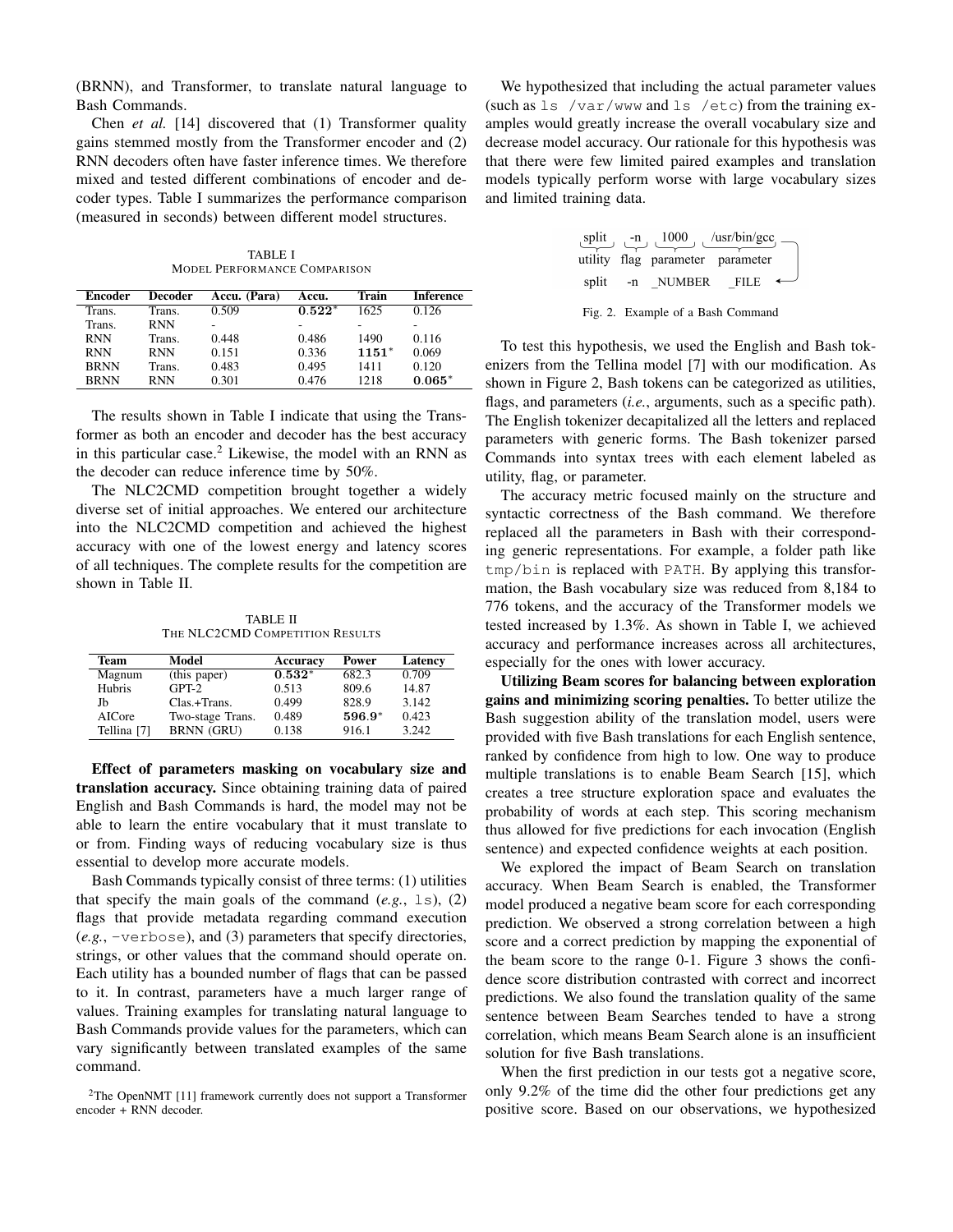(BRNN), and Transformer, to translate natural language to Bash Commands.

Chen *et al.* [14] discovered that (1) Transformer quality gains stemmed mostly from the Transformer encoder and (2) RNN decoders often have faster inference times. We therefore mixed and tested different combinations of encoder and decoder types. Table I summarizes the performance comparison (measured in seconds) between different model structures.

TABLE I
MODEL PERFORMANCE COMPARISON

| Encoder | Decoder | Accu. (Para) | Accu. | Train | Inference |
|---|---|---|---|---|---|
| Trans. | Trans. | 0.509 | **0.522*** | 1625 | 0.126 |
| Trans. | RNN | - | - | - | - |
| RNN | Trans. | 0.448 | 0.486 | 1490 | 0.116 |
| RNN | RNN | 0.151 | 0.336 | **1151*** | 0.069 |
| BRNN | Trans. | 0.483 | 0.495 | 1411 | 0.120 |
| BRNN | RNN | 0.301 | 0.476 | 1218 | **0.065*** |

The results shown in Table I indicate that using the Transformer as both an encoder and decoder has the best accuracy in this particular case.[2] Likewise, the model with an RNN as the decoder can reduce inference time by 50%.

The NLC2CMD competition brought together a widely diverse set of initial approaches. We entered our architecture into the NLC2CMD competition and achieved the highest accuracy with one of the lowest energy and latency scores of all techniques. The complete results for the competition are shown in Table II.

TABLE II
THE NLC2CMD COMPETITION RESULTS

| Team | Model | Accuracy | Power | Latency |
|---|---|---|---|---|
| Magnum | (this paper) | **0.532*** | 682.3 | 0.709 |
| Hubris | GPT-2 | 0.513 | 809.6 | 14.87 |
| Jb | Clas.+Trans. | 0.499 | 828.9 | 3.142 |
| AICore | Two-stage Trans. | 0.489 | **596.9*** | 0.423 |
| Tellina [7] | BRNN (GRU) | 0.138 | 916.1 | 3.242 |

**Effect of parameters masking on vocabulary size and translation accuracy.** Since obtaining training data of paired English and Bash Commands is hard, the model may not be able to learn the entire vocabulary that it must translate to or from. Finding ways of reducing vocabulary size is thus essential to develop more accurate models.

Bash Commands typically consist of three terms: (1) utilities that specify the main goals of the command (*e.g.*, `ls`), (2) flags that provide metadata regarding command execution (*e.g.*, `-verbose`), and (3) parameters that specify directories, strings, or other values that the command should operate on. Each utility has a bounded number of flags that can be passed to it. In contrast, parameters have a much larger range of values. Training examples for translating natural language to Bash Commands provide values for the parameters, which can vary significantly between translated examples of the same command.

[2]The OpenNMT [11] framework currently does not support a Transformer encoder + RNN decoder.

We hypothesized that including the actual parameter values (such as `ls /var/www` and `ls /etc`) from the training examples would greatly increase the overall vocabulary size and decrease model accuracy. Our rationale for this hypothesis was that there were few limited paired examples and translation models typically perform worse with large vocabulary sizes and limited training data.

| split | -n | 1000 | /usr/bin/gcc |
|---|---|---|---|
| utility | flag | parameter | parameter |
| split | -n | _NUMBER | _FILE |

Fig. 2. Example of a Bash Command

To test this hypothesis, we used the English and Bash tokenizers from the Tellina model [7] with our modification. As shown in Figure 2, Bash tokens can be categorized as utilities, flags, and parameters (*i.e.*, arguments, such as a specific path). The English tokenizer decapitalized all the letters and replaced parameters with generic forms. The Bash tokenizer parsed Commands into syntax trees with each element labeled as utility, flag, or parameter.

The accuracy metric focused mainly on the structure and syntactic correctness of the Bash command. We therefore replaced all the parameters in Bash with their corresponding generic representations. For example, a folder path like `tmp/bin` is replaced with `PATH`. By applying this transformation, the Bash vocabulary size was reduced from 8,184 to 776 tokens, and the accuracy of the Transformer models we tested increased by 1.3%. As shown in Table I, we achieved accuracy and performance increases across all architectures, especially for the ones with lower accuracy.

**Utilizing Beam scores for balancing between exploration gains and minimizing scoring penalties.** To better utilize the Bash suggestion ability of the translation model, users were provided with five Bash translations for each English sentence, ranked by confidence from high to low. One way to produce multiple translations is to enable Beam Search [15], which creates a tree structure exploration space and evaluates the probability of words at each step. This scoring mechanism thus allowed for five predictions for each invocation (English sentence) and expected confidence weights at each position.

We explored the impact of Beam Search on translation accuracy. When Beam Search is enabled, the Transformer model produced a negative beam score for each corresponding prediction. We observed a strong correlation between a high score and a correct prediction by mapping the exponential of the beam score to the range 0-1. Figure 3 shows the confidence score distribution contrasted with correct and incorrect predictions. We also found the translation quality of the same sentence between Beam Searches tended to have a strong correlation, which means Beam Search alone is an insufficient solution for five Bash translations.

When the first prediction in our tests got a negative score, only 9.2% of the time did the other four predictions get any positive score. Based on our observations, we hypothesized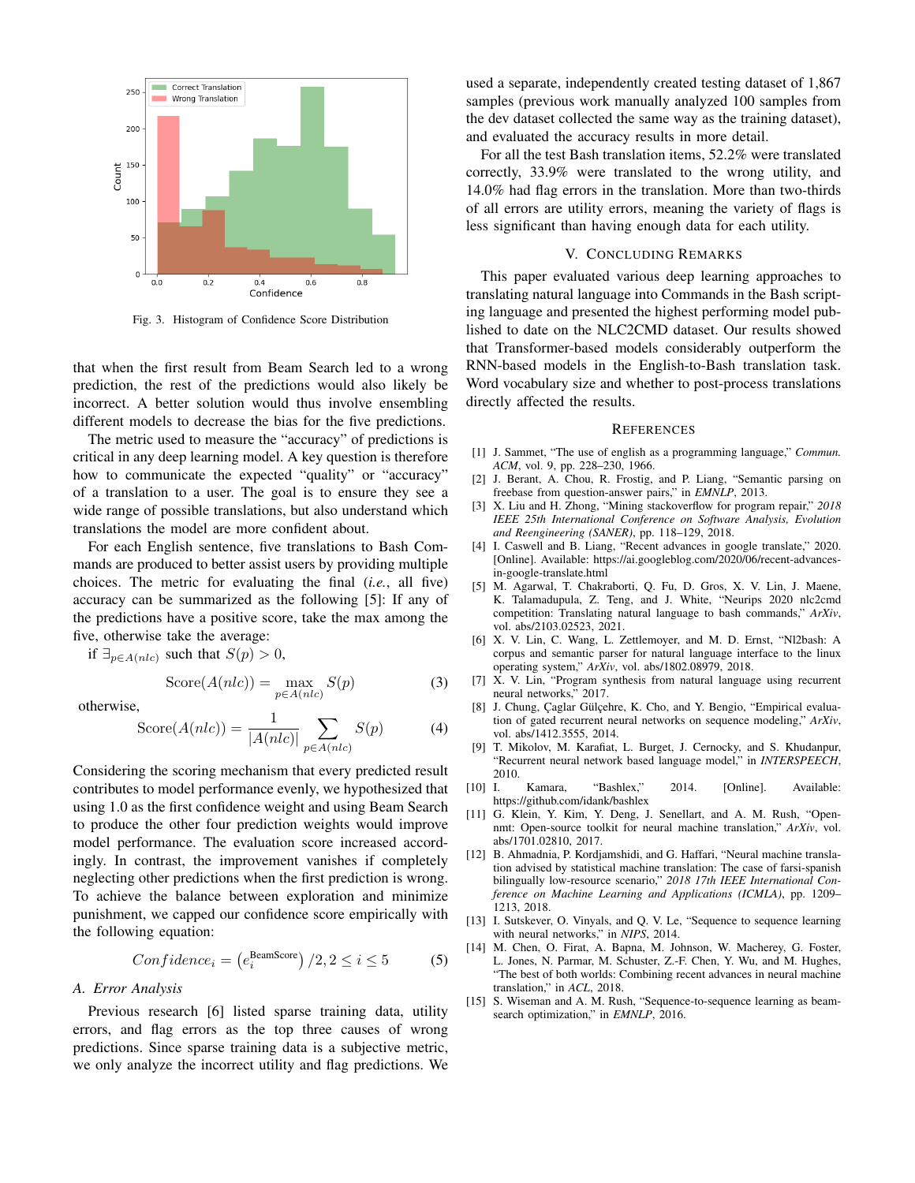Correct Translation
Wrong Translation
250
200
150
100
50
0
Count
0.0
0.2
0.4
0.6
0.8
Confidence

Fig. 3. Histogram of Confidence Score Distribution

that when the first result from Beam Search led to a wrong prediction, the rest of the predictions would also likely be incorrect. A better solution would thus involve ensembling different models to decrease the bias for the five predictions.

The metric used to measure the "accuracy" of predictions is critical in any deep learning model. A key question is therefore how to communicate the expected "quality" or "accuracy" of a translation to a user. The goal is to ensure they see a wide range of possible translations, but also understand which translations the model are more confident about.

For each English sentence, five translations to Bash Commands are produced to better assist users by providing multiple choices. The metric for evaluating the final (*i.e.*, all five) accuracy can be summarized as the following [5]: If any of the predictions have a positive score, take the max among the five, otherwise take the average:

if $\exists_{p \in A(nlc)}$ such that $S(p) > 0$,

$$\text{Score}(A(nlc)) = \max_{p \in A(nlc)} S(p) \tag{3}$$

otherwise,

$$\text{Score}(A(nlc)) = \frac{1}{|A(nlc)|} \sum_{p \in A(nlc)} S(p) \tag{4}$$

Considering the scoring mechanism that every predicted result contributes to model performance evenly, we hypothesized that using 1.0 as the first confidence weight and using Beam Search to produce the other four prediction weights would improve model performance. The evaluation score increased accordingly. In contrast, the improvement vanishes if completely neglecting other predictions when the first prediction is wrong. To achieve the balance between exploration and minimize punishment, we capped our confidence score empirically with the following equation:

$$Confidence_i = \left(e_i^{\text{BeamScore}}\right)/2, 2 \leq i \leq 5 \tag{5}$$

### A. Error Analysis

Previous research [6] listed sparse training data, utility errors, and flag errors as the top three causes of wrong predictions. Since sparse training data is a subjective metric, we only analyze the incorrect utility and flag predictions. We used a separate, independently created testing dataset of 1,867 samples (previous work manually analyzed 100 samples from the dev dataset collected the same way as the training dataset), and evaluated the accuracy results in more detail.

For all the test Bash translation items, 52.2% were translated correctly, 33.9% were translated to the wrong utility, and 14.0% had flag errors in the translation. More than two-thirds of all errors are utility errors, meaning the variety of flags is less significant than having enough data for each utility.

## V. Concluding Remarks

This paper evaluated various deep learning approaches to translating natural language into Commands in the Bash scripting language and presented the highest performing model published to date on the NLC2CMD dataset. Our results showed that Transformer-based models considerably outperform the RNN-based models in the English-to-Bash translation task. Word vocabulary size and whether to post-process translations directly affected the results.

## References

[1] J. Sammet, "The use of english as a programming language," *Commun. ACM*, vol. 9, pp. 228–230, 1966.

[2] J. Berant, A. Chou, R. Frostig, and P. Liang, "Semantic parsing on freebase from question-answer pairs," in *EMNLP*, 2013.

[3] X. Liu and H. Zhong, "Mining stackoverflow for program repair," *2018 IEEE 25th International Conference on Software Analysis, Evolution and Reengineering (SANER)*, pp. 118–129, 2018.

[4] I. Caswell and B. Liang, "Recent advances in google translate," 2020. [Online]. Available: https://ai.googleblog.com/2020/06/recent-advances-in-google-translate.html

[5] M. Agarwal, T. Chakraborti, Q. Fu, D. Gros, X. V. Lin, J. Maene, K. Talamadupula, Z. Teng, and J. White, "Neurips 2020 nlc2cmd competition: Translating natural language to bash commands," *ArXiv*, vol. abs/2103.02523, 2021.

[6] X. V. Lin, C. Wang, L. Zettlemoyer, and M. D. Ernst, "Nl2bash: A corpus and semantic parser for natural language interface to the linux operating system," *ArXiv*, vol. abs/1802.08979, 2018.

[7] X. V. Lin, "Program synthesis from natural language using recurrent neural networks," 2017.

[8] J. Chung, Çaglar Gülçehre, K. Cho, and Y. Bengio, "Empirical evaluation of gated recurrent neural networks on sequence modeling," *ArXiv*, vol. abs/1412.3555, 2014.

[9] T. Mikolov, M. Karafiat, L. Burget, J. Cernocky, and S. Khudanpur, "Recurrent neural network based language model," in *INTERSPEECH*, 2010.

[10] I. Kamara, "Bashlex," 2014. [Online]. Available: https://github.com/idank/bashlex

[11] G. Klein, Y. Kim, Y. Deng, J. Senellart, and A. M. Rush, "Opennmt: Open-source toolkit for neural machine translation," *ArXiv*, vol. abs/1701.02810, 2017.

[12] B. Ahmadnia, P. Kordjamshidi, and G. Haffari, "Neural machine translation advised by statistical machine translation: The case of farsi-spanish bilingually low-resource scenario," *2018 17th IEEE International Conference on Machine Learning and Applications (ICMLA)*, pp. 1209–1213, 2018.

[13] I. Sutskever, O. Vinyals, and Q. V. Le, "Sequence to sequence learning with neural networks," in *NIPS*, 2014.

[14] M. Chen, O. Firat, A. Bapna, M. Johnson, W. Macherey, G. Foster, L. Jones, N. Parmar, M. Schuster, Z.-F. Chen, Y. Wu, and M. Hughes, "The best of both worlds: Combining recent advances in neural machine translation," in *ACL*, 2018.

[15] S. Wiseman and A. M. Rush, "Sequence-to-sequence learning as beam-search optimization," in *EMNLP*, 2016.